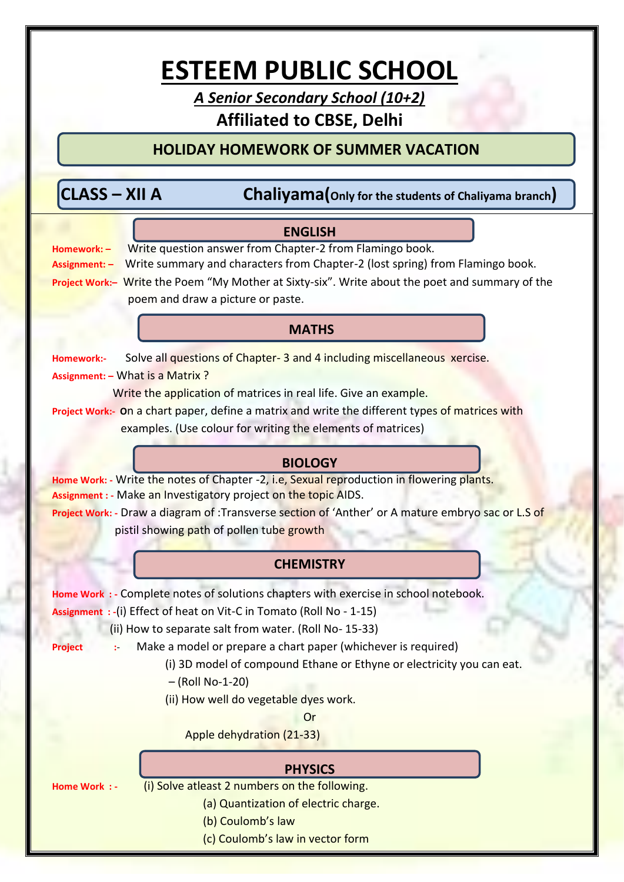# ESTEEM PUBLIC SCHOOL

***A Senior Secondary School (10+2)***

**Affiliated to CBSE, Delhi**

## HOLIDAY HOMEWORK OF SUMMER VACATION

## CLASS – XII A Chaliyama(Only for the students of Chaliyama branch)

### ENGLISH

**Homework: –** Write question answer from Chapter-2 from Flamingo book.

**Assignment: –** Write summary and characters from Chapter-2 (lost spring) from Flamingo book.

**Project Work:–** Write the Poem "My Mother at Sixty-six". Write about the poet and summary of the poem and draw a picture or paste.

### MATHS

**Homework:-** Solve all questions of Chapter- 3 and 4 including miscellaneous xercise.

**Assignment: –** What is a Matrix ?
Write the application of matrices in real life. Give an example.

**Project Work:-** on a chart paper, define a matrix and write the different types of matrices with examples. (Use colour for writing the elements of matrices)

### BIOLOGY

**Home Work: -** Write the notes of Chapter -2, i.e, Sexual reproduction in flowering plants.

**Assignment : -** Make an Investigatory project on the topic AIDS.

**Project Work: -** Draw a diagram of :Transverse section of 'Anther' or A mature embryo sac or L.S of pistil showing path of pollen tube growth

### CHEMISTRY

**Home Work : -** Complete notes of solutions chapters with exercise in school notebook.

**Assignment : -**(i) Effect of heat on Vit-C in Tomato (Roll No - 1-15)
(ii) How to separate salt from water. (Roll No- 15-33)

**Project :-** Make a model or prepare a chart paper (whichever is required)
(i) 3D model of compound Ethane or Ethyne or electricity you can eat. – (Roll No-1-20)
(ii) How well do vegetable dyes work.
Or
Apple dehydration (21-33)

### PHYSICS

**Home Work : -** (i) Solve atleast 2 numbers on the following.
(a) Quantization of electric charge.
(b) Coulomb's law
(c) Coulomb's law in vector form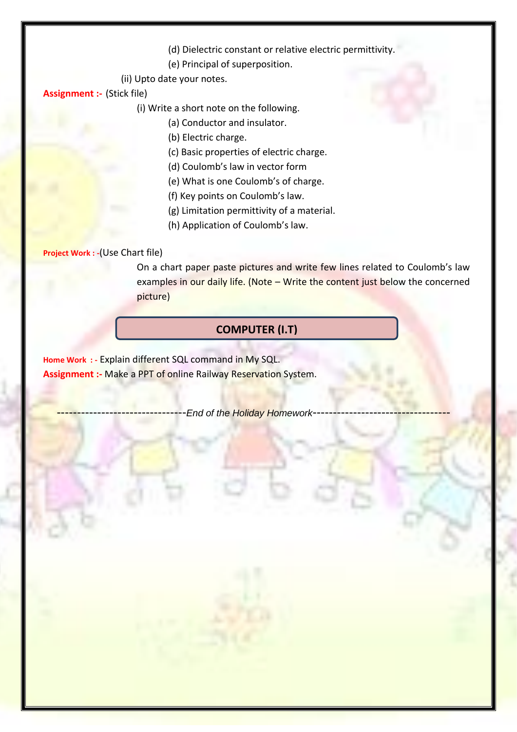(d) Dielectric constant or relative electric permittivity.

(e) Principal of superposition.

(ii) Upto date your notes.

**Assignment :-** (Stick file)

(i) Write a short note on the following.

(a) Conductor and insulator.

(b) Electric charge.

(c) Basic properties of electric charge.

(d) Coulomb's law in vector form

(e) What is one Coulomb's of charge.

(f) Key points on Coulomb's law.

(g) Limitation permittivity of a material.

(h) Application of Coulomb's law.

**Project Work : -**(Use Chart file)

On a chart paper paste pictures and write few lines related to Coulomb's law examples in our daily life. (Note – Write the content just below the concerned picture)

## COMPUTER (I.T)

**Home Work : -** Explain different SQL command in My SQL.

**Assignment :-** Make a PPT of online Railway Reservation System.

--------------------------------*End of the Holiday Homework*----------------------------------